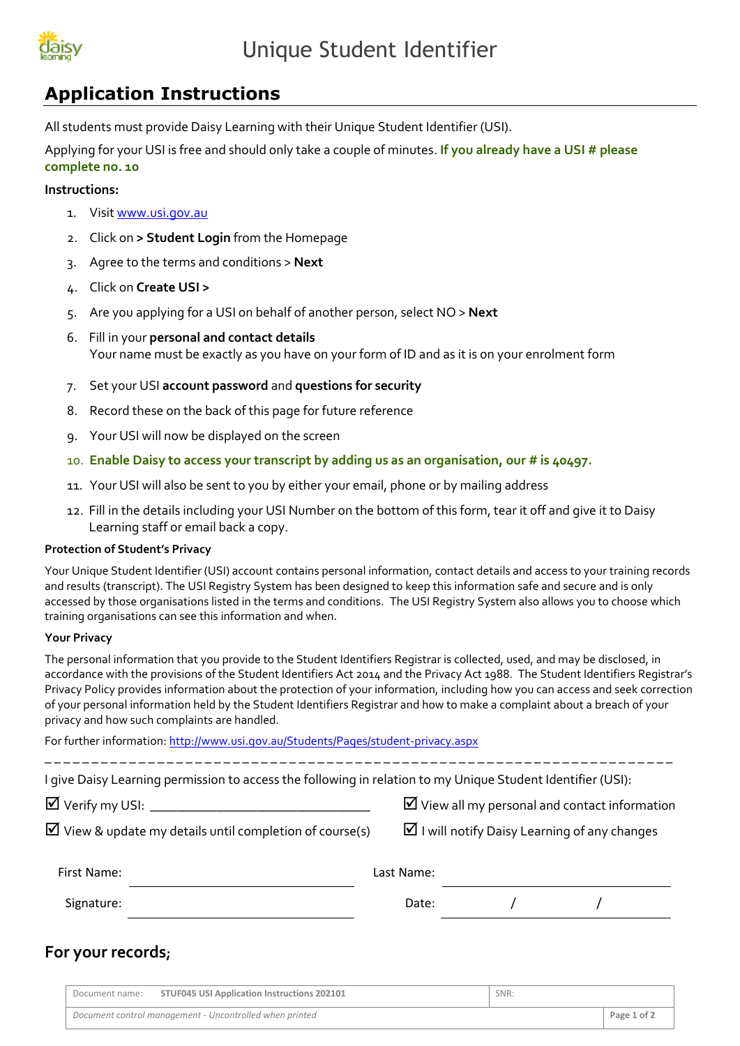# Unique Student Identifier

## Application Instructions

All students must provide Daisy Learning with their Unique Student Identifier (USI).

Applying for your USI is free and should only take a couple of minutes. **If you already have a USI # please complete no. 10**

**Instructions:**

1. Visit www.usi.gov.au
2. Click on **> Student Login** from the Homepage
3. Agree to the terms and conditions > **Next**
4. Click on **Create USI >**
5. Are you applying for a USI on behalf of another person, select NO > **Next**
6. Fill in your **personal and contact details**
   Your name must be exactly as you have on your form of ID and as it is on your enrolment form
7. Set your USI **account password** and **questions for security**
8. Record these on the back of this page for future reference
9. Your USI will now be displayed on the screen
10. **Enable Daisy to access your transcript by adding us as an organisation, our # is 40497.**
11. Your USI will also be sent to you by either your email, phone or by mailing address
12. Fill in the details including your USI Number on the bottom of this form, tear it off and give it to Daisy Learning staff or email back a copy.

**Protection of Student's Privacy**

Your Unique Student Identifier (USI) account contains personal information, contact details and access to your training records and results (transcript). The USI Registry System has been designed to keep this information safe and secure and is only accessed by those organisations listed in the terms and conditions. The USI Registry System also allows you to choose which training organisations can see this information and when.

**Your Privacy**

The personal information that you provide to the Student Identifiers Registrar is collected, used, and may be disclosed, in accordance with the provisions of the Student Identifiers Act 2014 and the Privacy Act 1988. The Student Identifiers Registrar's Privacy Policy provides information about the protection of your information, including how you can access and seek correction of your personal information held by the Student Identifiers Registrar and how to make a complaint about a breach of your privacy and how such complaints are handled.

For further information: http://www.usi.gov.au/Students/Pages/student-privacy.aspx

- - - - - - - - - - - - - - - - - - - - - - - - - - - - - - - - - - - - - - - - - - - - - - - - - -

I give Daisy Learning permission to access the following in relation to my Unique Student Identifier (USI):

☑ Verify my USI: ______________________________

☑ View all my personal and contact information

☑ View & update my details until completion of course(s)

☑ I will notify Daisy Learning of any changes

First Name: ______________________ Last Name: ______________________

Signature: ______________________ Date: ____ / ____ / ____

## For your records;

| Document name: STUF045 USI Application Instructions 202101 | SNR: |
|---|---|
| *Document control management - Uncontrolled when printed* | |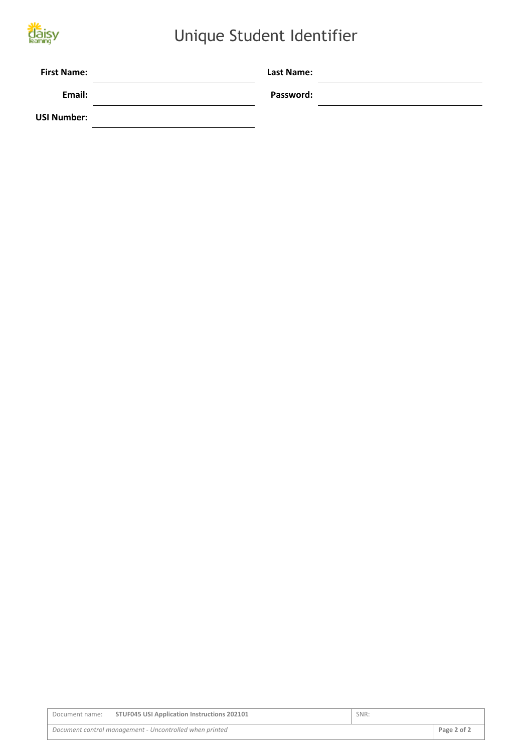# Unique Student Identifier

**First Name:** \_\_\_\_\_\_\_\_\_\_\_\_\_\_\_\_\_\_\_\_ **Last Name:** \_\_\_\_\_\_\_\_\_\_\_\_\_\_\_\_\_\_\_\_

**Email:** \_\_\_\_\_\_\_\_\_\_\_\_\_\_\_\_\_\_\_\_ **Password:** \_\_\_\_\_\_\_\_\_\_\_\_\_\_\_\_\_\_\_\_

**USI Number:** \_\_\_\_\_\_\_\_\_\_\_\_\_\_\_\_\_\_\_\_

| | |
|---|---|
| Document name: **STUF045 USI Application Instructions 202101** | SNR: |
| *Document control management - Uncontrolled when printed* | |